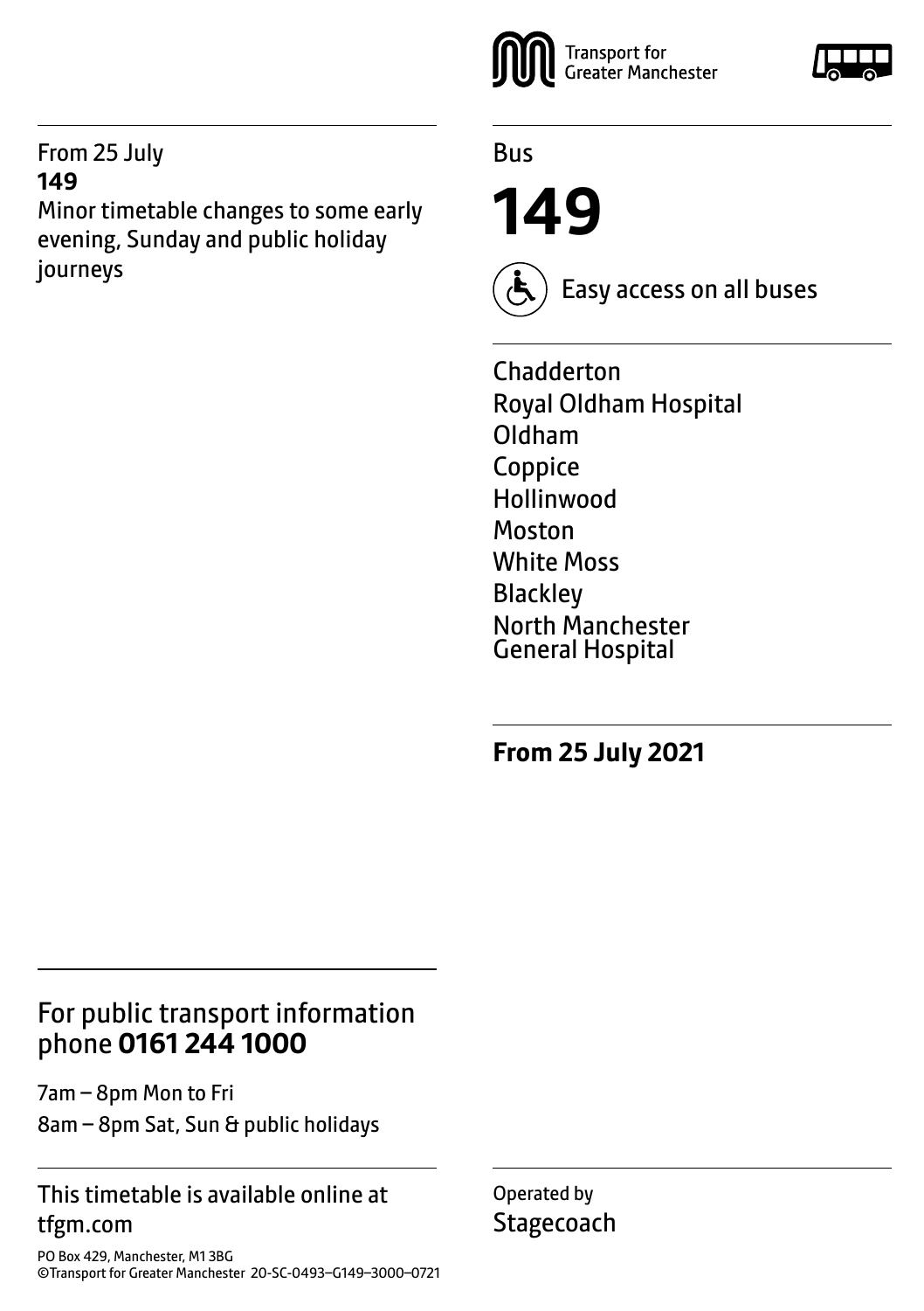From 25 July
**149**
Minor timetable changes to some early evening, Sunday and public holiday journeys

Transport for Greater Manchester

Bus

# 149

Easy access on all buses

Chadderton
Royal Oldham Hospital
Oldham
Coppice
Hollinwood
Moston
White Moss
Blackley
North Manchester General Hospital

**From 25 July 2021**

## For public transport information phone **0161 244 1000**

7am – 8pm Mon to Fri
8am – 8pm Sat, Sun & public holidays

This timetable is available online at tfgm.com

Operated by
Stagecoach

PO Box 429, Manchester, M1 3BG
©Transport for Greater Manchester 20-SC-0493–G149–3000–0721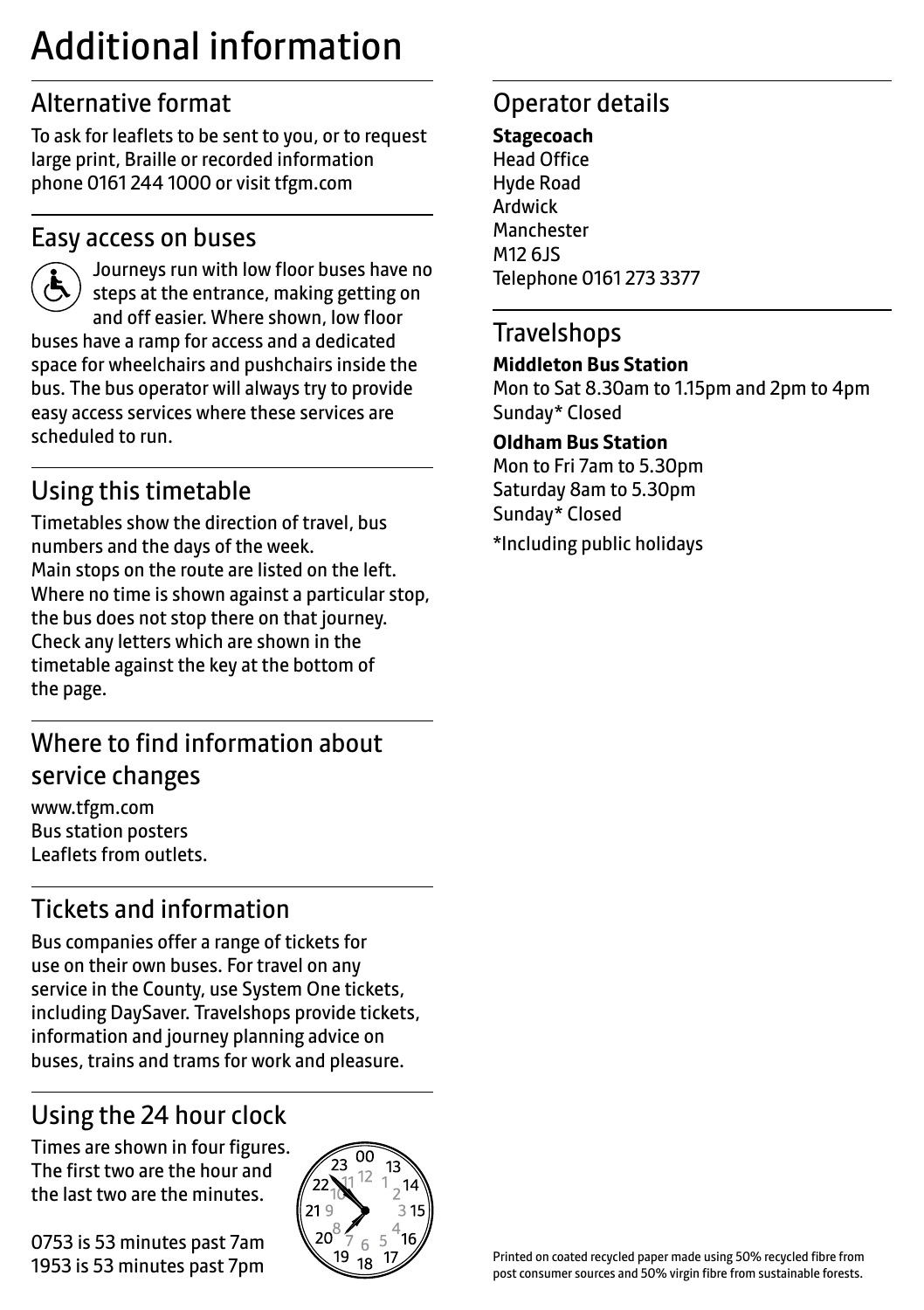# Additional information

## Alternative format

To ask for leaflets to be sent to you, or to request large print, Braille or recorded information phone 0161 244 1000 or visit tfgm.com

## Easy access on buses

Journeys run with low floor buses have no steps at the entrance, making getting on and off easier. Where shown, low floor buses have a ramp for access and a dedicated space for wheelchairs and pushchairs inside the bus. The bus operator will always try to provide easy access services where these services are scheduled to run.

## Using this timetable

Timetables show the direction of travel, bus numbers and the days of the week.
Main stops on the route are listed on the left. Where no time is shown against a particular stop, the bus does not stop there on that journey. Check any letters which are shown in the timetable against the key at the bottom of the page.

## Where to find information about service changes

www.tfgm.com
Bus station posters
Leaflets from outlets.

## Tickets and information

Bus companies offer a range of tickets for use on their own buses. For travel on any service in the County, use System One tickets, including DaySaver. Travelshops provide tickets, information and journey planning advice on buses, trains and trams for work and pleasure.

## Using the 24 hour clock

Times are shown in four figures. The first two are the hour and the last two are the minutes.

0753 is 53 minutes past 7am
1953 is 53 minutes past 7pm

## Operator details

**Stagecoach**
Head Office
Hyde Road
Ardwick
Manchester
M12 6JS
Telephone 0161 273 3377

## Travelshops

**Middleton Bus Station**
Mon to Sat 8.30am to 1.15pm and 2pm to 4pm
Sunday* Closed

**Oldham Bus Station**
Mon to Fri 7am to 5.30pm
Saturday 8am to 5.30pm
Sunday* Closed

*Including public holidays

Printed on coated recycled paper made using 50% recycled fibre from post consumer sources and 50% virgin fibre from sustainable forests.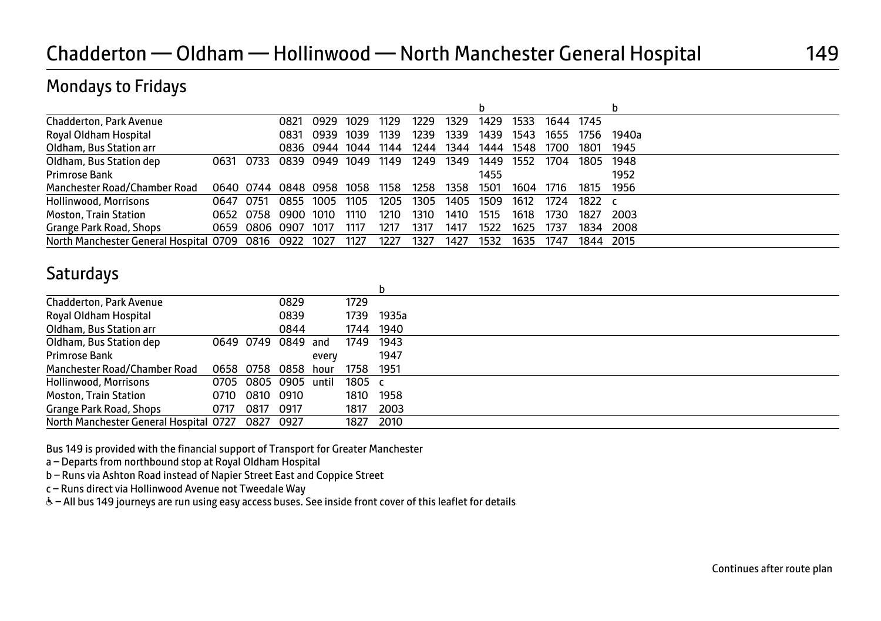# Chadderton — Oldham — Hollinwood — North Manchester General Hospital 149

## Mondays to Fridays

| | | | | | | | | | b | | | | b |
|---|---|---|---|---|---|---|---|---|---|---|---|---|---|
| Chadderton, Park Avenue | | | 0821 | 0929 | 1029 | 1129 | 1229 | 1329 | 1429 | 1533 | 1644 | 1745 | |
| Royal Oldham Hospital | | | 0831 | 0939 | 1039 | 1139 | 1239 | 1339 | 1439 | 1543 | 1655 | 1756 | 1940a |
| Oldham, Bus Station arr | | | 0836 | 0944 | 1044 | 1144 | 1244 | 1344 | 1444 | 1548 | 1700 | 1801 | 1945 |
| Oldham, Bus Station dep | 0631 | 0733 | 0839 | 0949 | 1049 | 1149 | 1249 | 1349 | 1449 | 1552 | 1704 | 1805 | 1948 |
| Primrose Bank | | | | | | | | | 1455 | | | | 1952 |
| Manchester Road/Chamber Road | 0640 | 0744 | 0848 | 0958 | 1058 | 1158 | 1258 | 1358 | 1501 | 1604 | 1716 | 1815 | 1956 |
| Hollinwood, Morrisons | 0647 | 0751 | 0855 | 1005 | 1105 | 1205 | 1305 | 1405 | 1509 | 1612 | 1724 | 1822 | c |
| Moston, Train Station | 0652 | 0758 | 0900 | 1010 | 1110 | 1210 | 1310 | 1410 | 1515 | 1618 | 1730 | 1827 | 2003 |
| Grange Park Road, Shops | 0659 | 0806 | 0907 | 1017 | 1117 | 1217 | 1317 | 1417 | 1522 | 1625 | 1737 | 1834 | 2008 |
| North Manchester General Hospital | 0709 | 0816 | 0922 | 1027 | 1127 | 1227 | 1327 | 1427 | 1532 | 1635 | 1747 | 1844 | 2015 |

## Saturdays

| | | | | | | b |
|---|---|---|---|---|---|---|
| Chadderton, Park Avenue | | | 0829 | | 1729 | |
| Royal Oldham Hospital | | | 0839 | | 1739 | 1935a |
| Oldham, Bus Station arr | | | 0844 | | 1744 | 1940 |
| Oldham, Bus Station dep | 0649 | 0749 | 0849 | and | 1749 | 1943 |
| Primrose Bank | | | | every | | 1947 |
| Manchester Road/Chamber Road | 0658 | 0758 | 0858 | hour | 1758 | 1951 |
| Hollinwood, Morrisons | 0705 | 0805 | 0905 | until | 1805 | c |
| Moston, Train Station | 0710 | 0810 | 0910 | | 1810 | 1958 |
| Grange Park Road, Shops | 0717 | 0817 | 0917 | | 1817 | 2003 |
| North Manchester General Hospital | 0727 | 0827 | 0927 | | 1827 | 2010 |

Bus 149 is provided with the financial support of Transport for Greater Manchester

a – Departs from northbound stop at Royal Oldham Hospital

b – Runs via Ashton Road instead of Napier Street East and Coppice Street

c – Runs direct via Hollinwood Avenue not Tweedale Way

♿ – All bus 149 journeys are run using easy access buses. See inside front cover of this leaflet for details

Continues after route plan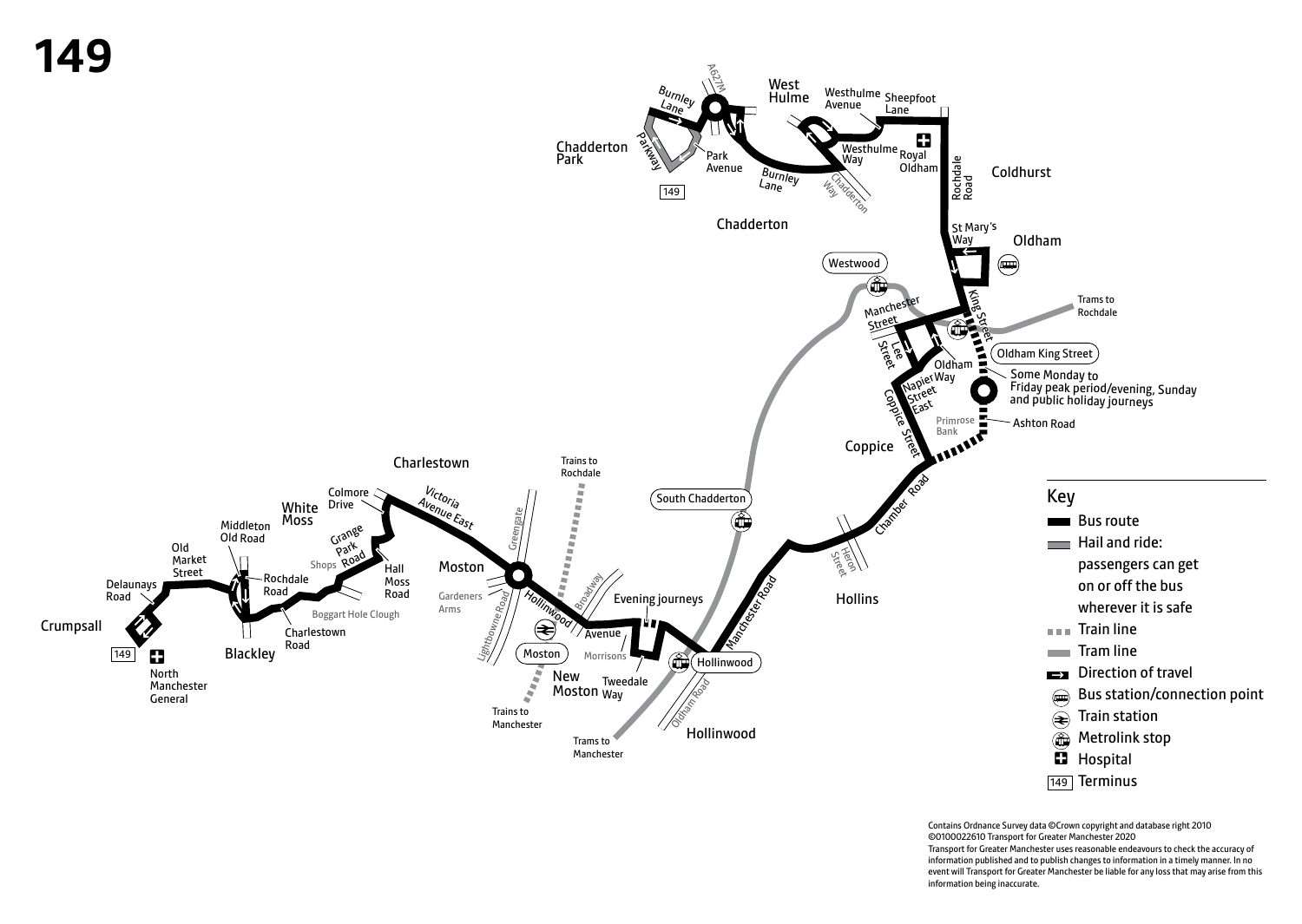# 149

West Hulme

Westhulme Avenue

Sheepfoot Lane

Burnley Lane

A627M

Chadderton Park

Parkway

Park Avenue

Burnley Lane

Westhulme Way

Royal Oldham

Chadderton Way

Rochdale Road

Coldhurst

Chadderton

St Mary's Way

Oldham

Westwood

Manchester Street

Trams to Rochdale

King Street

Lee Street

Oldham Way

Oldham King Street

Napier Street East

Some Monday to Friday peak period/evening, Sunday and public holiday journeys

Coppice Street

Primrose Bank

Ashton Road

Coppice

Charlestown

Trains to Rochdale

Victoria Avenue East

Colmore Drive

White Moss

Middleton Old Road

Grange Park Road

Greengate

South Chadderton

Chamber Road

Old Market Street

Shops

Hall Moss Road

Moston

Broadway

Heron Street

Delaunays Road

Rochdale Road

Gardeners Arms

Lightbowne Road

Hollinwood Avenue

Evening journeys

Manchester Road

Hollins

Crumpsall

Boggart Hole Clough

Charlestown Road

Moston

Morrisons

Hollinwood

Blackley

North Manchester General

New Moston

Tweedale Way

Oldham Road

Trains to Manchester

Trams to Manchester

Hollinwood

## Key

- Bus route
- Hail and ride: passengers can get on or off the bus wherever it is safe
- Train line
- Tram line
- Direction of travel
- Bus station/connection point
- Train station
- Metrolink stop
- Hospital
- 149 Terminus

Contains Ordnance Survey data ©Crown copyright and database right 2010
©0100022610 Transport for Greater Manchester 2020
Transport for Greater Manchester uses reasonable endeavours to check the accuracy of information published and to publish changes to information in a timely manner. In no event will Transport for Greater Manchester be liable for any loss that may arise from this information being inaccurate.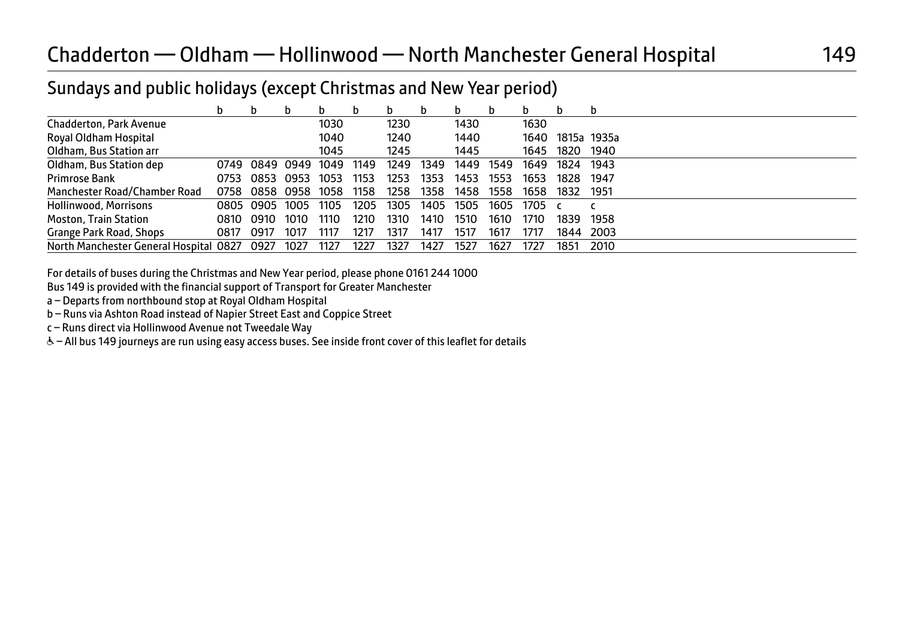# Chadderton — Oldham — Hollinwood — North Manchester General Hospital 149

## Sundays and public holidays (except Christmas and New Year period)

| | b | b | b | b | b | b | b | b | b | b | b | b |
|---|---|---|---|---|---|---|---|---|---|---|---|---|
| Chadderton, Park Avenue | | | | 1030 | | 1230 | | 1430 | | 1630 | | |
| Royal Oldham Hospital | | | | 1040 | | 1240 | | 1440 | | 1640 | 1815a | 1935a |
| Oldham, Bus Station arr | | | | 1045 | | 1245 | | 1445 | | 1645 | 1820 | 1940 |
| Oldham, Bus Station dep | 0749 | 0849 | 0949 | 1049 | 1149 | 1249 | 1349 | 1449 | 1549 | 1649 | 1824 | 1943 |
| Primrose Bank | 0753 | 0853 | 0953 | 1053 | 1153 | 1253 | 1353 | 1453 | 1553 | 1653 | 1828 | 1947 |
| Manchester Road/Chamber Road | 0758 | 0858 | 0958 | 1058 | 1158 | 1258 | 1358 | 1458 | 1558 | 1658 | 1832 | 1951 |
| Hollinwood, Morrisons | 0805 | 0905 | 1005 | 1105 | 1205 | 1305 | 1405 | 1505 | 1605 | 1705 | c | c |
| Moston, Train Station | 0810 | 0910 | 1010 | 1110 | 1210 | 1310 | 1410 | 1510 | 1610 | 1710 | 1839 | 1958 |
| Grange Park Road, Shops | 0817 | 0917 | 1017 | 1117 | 1217 | 1317 | 1417 | 1517 | 1617 | 1717 | 1844 | 2003 |
| North Manchester General Hospital | 0827 | 0927 | 1027 | 1127 | 1227 | 1327 | 1427 | 1527 | 1627 | 1727 | 1851 | 2010 |

For details of buses during the Christmas and New Year period, please phone 0161 244 1000

Bus 149 is provided with the financial support of Transport for Greater Manchester

a – Departs from northbound stop at Royal Oldham Hospital

b – Runs via Ashton Road instead of Napier Street East and Coppice Street

c – Runs direct via Hollinwood Avenue not Tweedale Way

♿ – All bus 149 journeys are run using easy access buses. See inside front cover of this leaflet for details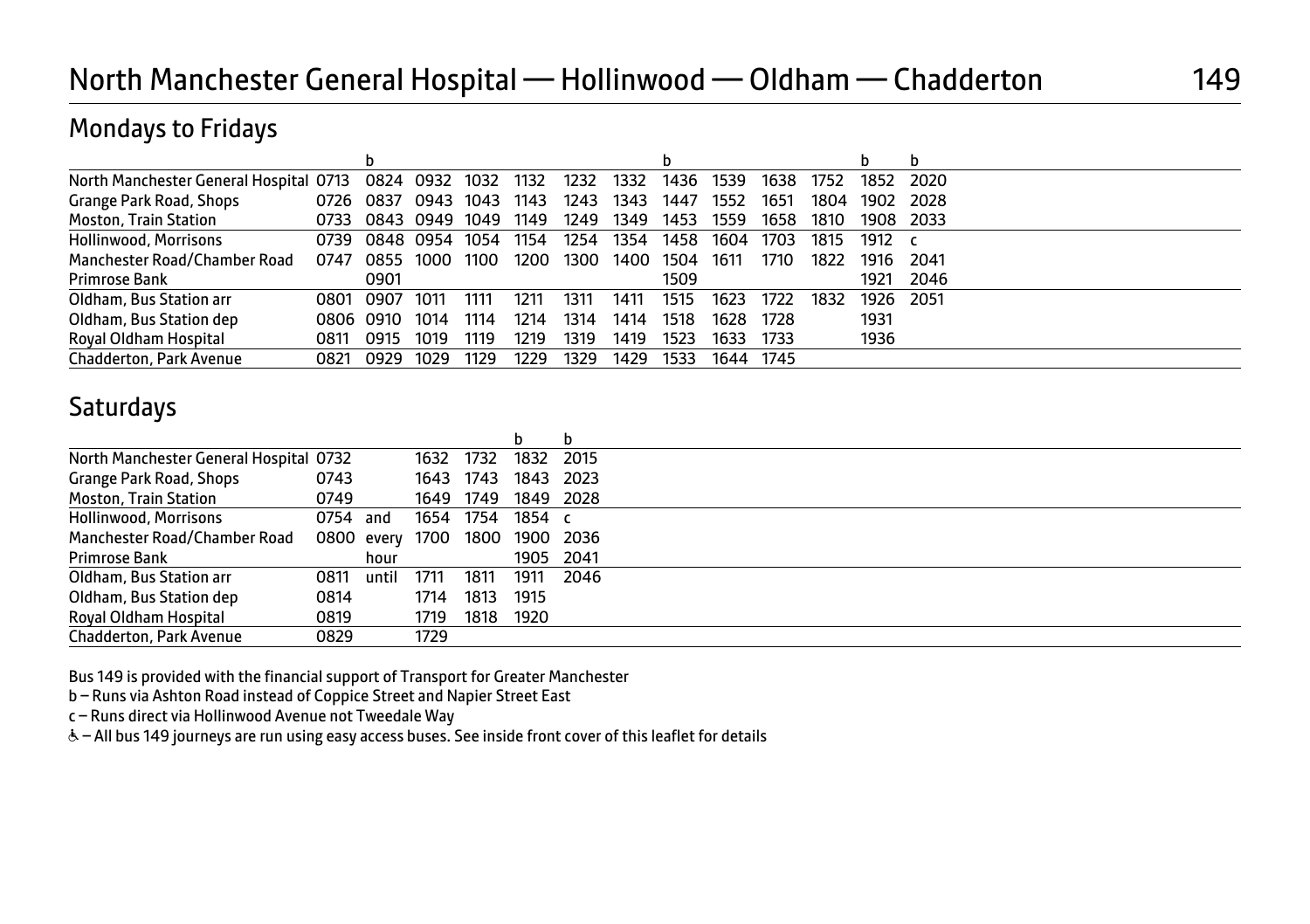# North Manchester General Hospital — Hollinwood — Oldham — Chadderton

149

## Mondays to Fridays

| | | b | | | | | | b | | | | b | b |
|---|---|---|---|---|---|---|---|---|---|---|---|---|---|
| North Manchester General Hospital | 0713 | 0824 | 0932 | 1032 | 1132 | 1232 | 1332 | 1436 | 1539 | 1638 | 1752 | 1852 | 2020 |
| Grange Park Road, Shops | 0726 | 0837 | 0943 | 1043 | 1143 | 1243 | 1343 | 1447 | 1552 | 1651 | 1804 | 1902 | 2028 |
| Moston, Train Station | 0733 | 0843 | 0949 | 1049 | 1149 | 1249 | 1349 | 1453 | 1559 | 1658 | 1810 | 1908 | 2033 |
| Hollinwood, Morrisons | 0739 | 0848 | 0954 | 1054 | 1154 | 1254 | 1354 | 1458 | 1604 | 1703 | 1815 | 1912 | c |
| Manchester Road/Chamber Road | 0747 | 0855 | 1000 | 1100 | 1200 | 1300 | 1400 | 1504 | 1611 | 1710 | 1822 | 1916 | 2041 |
| Primrose Bank | | 0901 | | | | | | 1509 | | | | 1921 | 2046 |
| Oldham, Bus Station arr | 0801 | 0907 | 1011 | 1111 | 1211 | 1311 | 1411 | 1515 | 1623 | 1722 | 1832 | 1926 | 2051 |
| Oldham, Bus Station dep | 0806 | 0910 | 1014 | 1114 | 1214 | 1314 | 1414 | 1518 | 1628 | 1728 | | 1931 | |
| Royal Oldham Hospital | 0811 | 0915 | 1019 | 1119 | 1219 | 1319 | 1419 | 1523 | 1633 | 1733 | | 1936 | |
| Chadderton, Park Avenue | 0821 | 0929 | 1029 | 1129 | 1229 | 1329 | 1429 | 1533 | 1644 | 1745 | | | |

## Saturdays

| | | | | | b | b |
|---|---|---|---|---|---|---|
| North Manchester General Hospital | 0732 | | 1632 | 1732 | 1832 | 2015 |
| Grange Park Road, Shops | 0743 | | 1643 | 1743 | 1843 | 2023 |
| Moston, Train Station | 0749 | | 1649 | 1749 | 1849 | 2028 |
| Hollinwood, Morrisons | 0754 | and | 1654 | 1754 | 1854 | c |
| Manchester Road/Chamber Road | 0800 | every | 1700 | 1800 | 1900 | 2036 |
| Primrose Bank | | hour | | | 1905 | 2041 |
| Oldham, Bus Station arr | 0811 | until | 1711 | 1811 | 1911 | 2046 |
| Oldham, Bus Station dep | 0814 | | 1714 | 1813 | 1915 | |
| Royal Oldham Hospital | 0819 | | 1719 | 1818 | 1920 | |
| Chadderton, Park Avenue | 0829 | | 1729 | | | |

Bus 149 is provided with the financial support of Transport for Greater Manchester

b – Runs via Ashton Road instead of Coppice Street and Napier Street East

c – Runs direct via Hollinwood Avenue not Tweedale Way

♿ – All bus 149 journeys are run using easy access buses. See inside front cover of this leaflet for details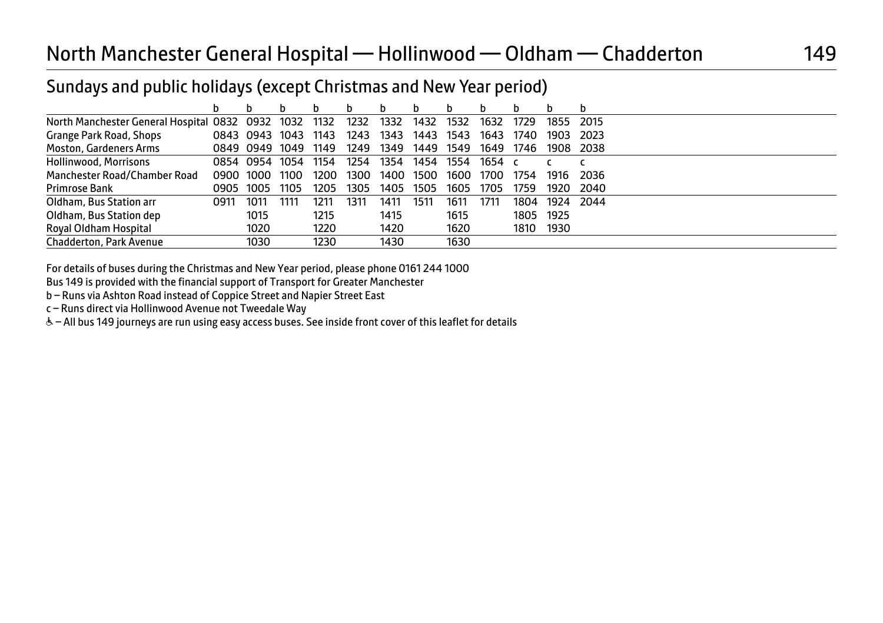# North Manchester General Hospital — Hollinwood — Oldham — Chadderton 149

## Sundays and public holidays (except Christmas and New Year period)

| | b | b | b | b | b | b | b | b | b | b | b | b |
|---|---|---|---|---|---|---|---|---|---|---|---|---|
| North Manchester General Hospital | 0832 | 0932 | 1032 | 1132 | 1232 | 1332 | 1432 | 1532 | 1632 | 1729 | 1855 | 2015 |
| Grange Park Road, Shops | 0843 | 0943 | 1043 | 1143 | 1243 | 1343 | 1443 | 1543 | 1643 | 1740 | 1903 | 2023 |
| Moston, Gardeners Arms | 0849 | 0949 | 1049 | 1149 | 1249 | 1349 | 1449 | 1549 | 1649 | 1746 | 1908 | 2038 |
| Hollinwood, Morrisons | 0854 | 0954 | 1054 | 1154 | 1254 | 1354 | 1454 | 1554 | 1654 | c | c | c |
| Manchester Road/Chamber Road | 0900 | 1000 | 1100 | 1200 | 1300 | 1400 | 1500 | 1600 | 1700 | 1754 | 1916 | 2036 |
| Primrose Bank | 0905 | 1005 | 1105 | 1205 | 1305 | 1405 | 1505 | 1605 | 1705 | 1759 | 1920 | 2040 |
| Oldham, Bus Station arr | 0911 | 1011 | 1111 | 1211 | 1311 | 1411 | 1511 | 1611 | 1711 | 1804 | 1924 | 2044 |
| Oldham, Bus Station dep | | 1015 | | 1215 | | 1415 | | 1615 | | 1805 | 1925 | |
| Royal Oldham Hospital | | 1020 | | 1220 | | 1420 | | 1620 | | 1810 | 1930 | |
| Chadderton, Park Avenue | | 1030 | | 1230 | | 1430 | | 1630 | | | | |

For details of buses during the Christmas and New Year period, please phone 0161 244 1000

Bus 149 is provided with the financial support of Transport for Greater Manchester

b – Runs via Ashton Road instead of Coppice Street and Napier Street East

c – Runs direct via Hollinwood Avenue not Tweedale Way

♿ – All bus 149 journeys are run using easy access buses. See inside front cover of this leaflet for details